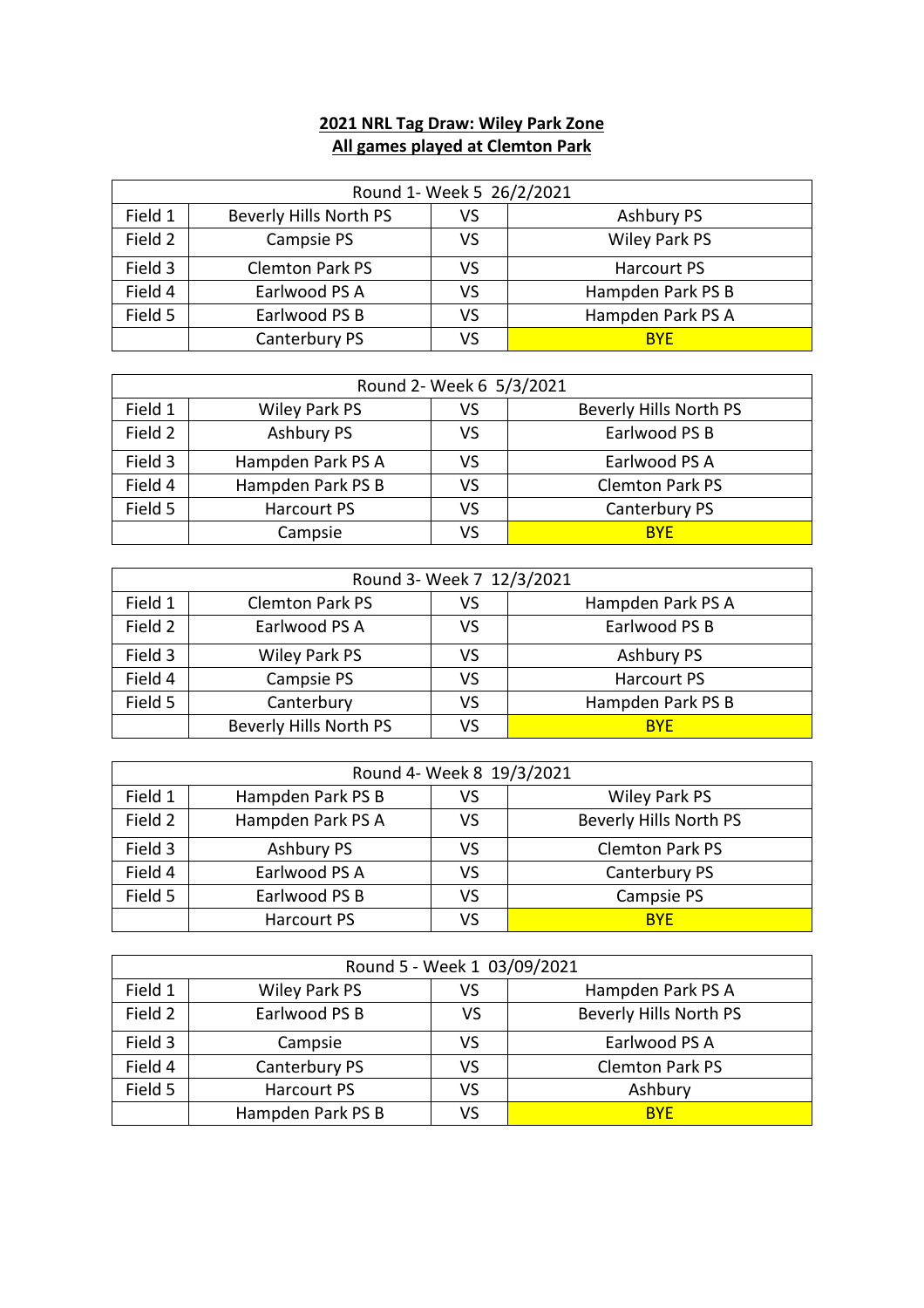**2021 NRL Tag Draw: Wiley Park Zone**
**All games played at Clemton Park**

| Round 1- Week 5 26/2/2021 | | | |
|---|---|---|---|
| Field 1 | Beverly Hills North PS | VS | Ashbury PS |
| Field 2 | Campsie PS | VS | Wiley Park PS |
| Field 3 | Clemton Park PS | VS | Harcourt PS |
| Field 4 | Earlwood PS A | VS | Hampden Park PS B |
| Field 5 | Earlwood PS B | VS | Hampden Park PS A |
| | Canterbury PS | VS | BYE |

| Round 2- Week 6 5/3/2021 | | | |
|---|---|---|---|
| Field 1 | Wiley Park PS | VS | Beverly Hills North PS |
| Field 2 | Ashbury PS | VS | Earlwood PS B |
| Field 3 | Hampden Park PS A | VS | Earlwood PS A |
| Field 4 | Hampden Park PS B | VS | Clemton Park PS |
| Field 5 | Harcourt PS | VS | Canterbury PS |
| | Campsie | VS | BYE |

| Round 3- Week 7 12/3/2021 | | | |
|---|---|---|---|
| Field 1 | Clemton Park PS | VS | Hampden Park PS A |
| Field 2 | Earlwood PS A | VS | Earlwood PS B |
| Field 3 | Wiley Park PS | VS | Ashbury PS |
| Field 4 | Campsie PS | VS | Harcourt PS |
| Field 5 | Canterbury | VS | Hampden Park PS B |
| | Beverly Hills North PS | VS | BYE |

| Round 4- Week 8 19/3/2021 | | | |
|---|---|---|---|
| Field 1 | Hampden Park PS B | VS | Wiley Park PS |
| Field 2 | Hampden Park PS A | VS | Beverly Hills North PS |
| Field 3 | Ashbury PS | VS | Clemton Park PS |
| Field 4 | Earlwood PS A | VS | Canterbury PS |
| Field 5 | Earlwood PS B | VS | Campsie PS |
| | Harcourt PS | VS | BYE |

| Round 5 - Week 1 03/09/2021 | | | |
|---|---|---|---|
| Field 1 | Wiley Park PS | VS | Hampden Park PS A |
| Field 2 | Earlwood PS B | VS | Beverly Hills North PS |
| Field 3 | Campsie | VS | Earlwood PS A |
| Field 4 | Canterbury PS | VS | Clemton Park PS |
| Field 5 | Harcourt PS | VS | Ashbury |
| | Hampden Park PS B | VS | BYE |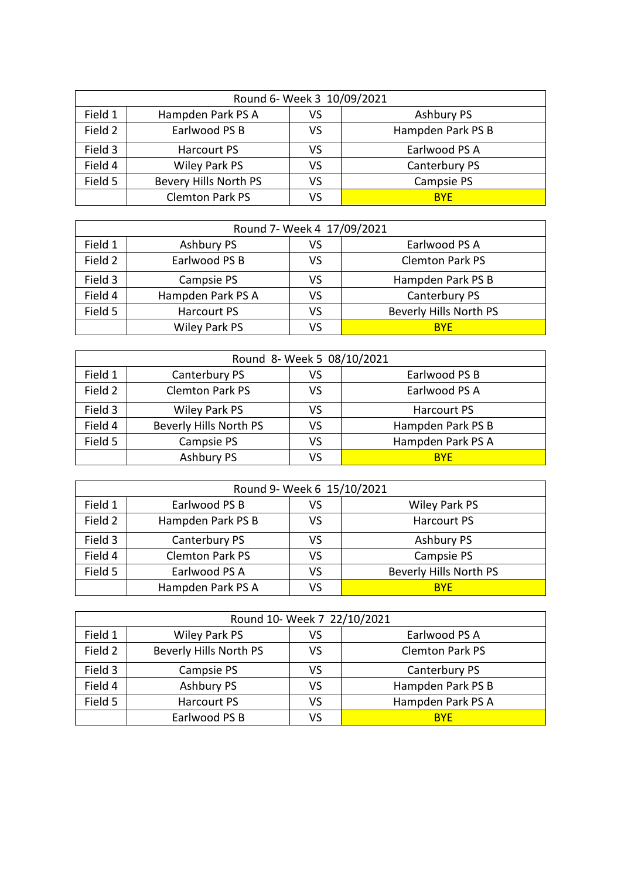| Round 6- Week 3 10/09/2021 | | | |
|---|---|---|---|
| Field 1 | Hampden Park PS A | VS | Ashbury PS |
| Field 2 | Earlwood PS B | VS | Hampden Park PS B |
| Field 3 | Harcourt PS | VS | Earlwood PS A |
| Field 4 | Wiley Park PS | VS | Canterbury PS |
| Field 5 | Bevery Hills North PS | VS | Campsie PS |
| | Clemton Park PS | VS | BYE |

| Round 7- Week 4 17/09/2021 | | | |
|---|---|---|---|
| Field 1 | Ashbury PS | VS | Earlwood PS A |
| Field 2 | Earlwood PS B | VS | Clemton Park PS |
| Field 3 | Campsie PS | VS | Hampden Park PS B |
| Field 4 | Hampden Park PS A | VS | Canterbury PS |
| Field 5 | Harcourt PS | VS | Beverly Hills North PS |
| | Wiley Park PS | VS | BYE |

| Round 8- Week 5 08/10/2021 | | | |
|---|---|---|---|
| Field 1 | Canterbury PS | VS | Earlwood PS B |
| Field 2 | Clemton Park PS | VS | Earlwood PS A |
| Field 3 | Wiley Park PS | VS | Harcourt PS |
| Field 4 | Beverly Hills North PS | VS | Hampden Park PS B |
| Field 5 | Campsie PS | VS | Hampden Park PS A |
| | Ashbury PS | VS | BYE |

| Round 9- Week 6 15/10/2021 | | | |
|---|---|---|---|
| Field 1 | Earlwood PS B | VS | Wiley Park PS |
| Field 2 | Hampden Park PS B | VS | Harcourt PS |
| Field 3 | Canterbury PS | VS | Ashbury PS |
| Field 4 | Clemton Park PS | VS | Campsie PS |
| Field 5 | Earlwood PS A | VS | Beverly Hills North PS |
| | Hampden Park PS A | VS | BYE |

| Round 10- Week 7 22/10/2021 | | | |
|---|---|---|---|
| Field 1 | Wiley Park PS | VS | Earlwood PS A |
| Field 2 | Beverly Hills North PS | VS | Clemton Park PS |
| Field 3 | Campsie PS | VS | Canterbury PS |
| Field 4 | Ashbury PS | VS | Hampden Park PS B |
| Field 5 | Harcourt PS | VS | Hampden Park PS A |
| | Earlwood PS B | VS | BYE |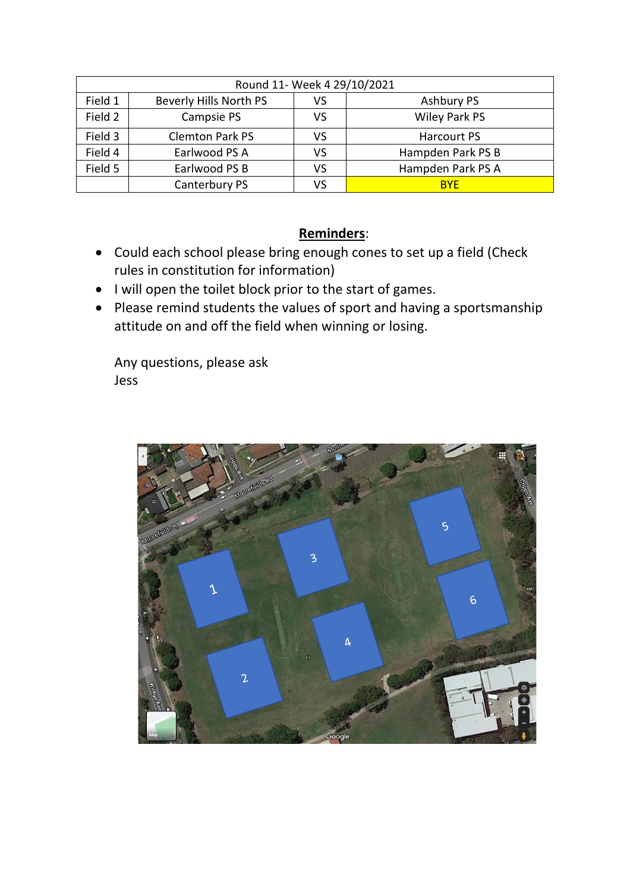| Round 11- Week 4 29/10/2021 | | | |
|---|---|---|---|
| Field 1 | Beverly Hills North PS | VS | Ashbury PS |
| Field 2 | Campsie PS | VS | Wiley Park PS |
| Field 3 | Clemton Park PS | VS | Harcourt PS |
| Field 4 | Earlwood PS A | VS | Hampden Park PS B |
| Field 5 | Earlwood PS B | VS | Hampden Park PS A |
| | Canterbury PS | VS | BYE |

**Reminders**:

- Could each school please bring enough cones to set up a field (Check rules in constitution for information)
- I will open the toilet block prior to the start of games.
- Please remind students the values of sport and having a sportsmanship attitude on and off the field when winning or losing.

Any questions, please ask
Jess